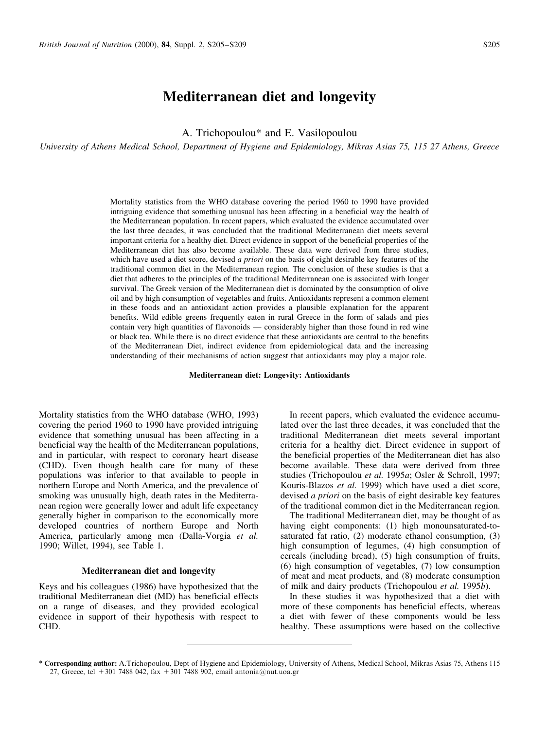# Mediterranean diet and longevity

A. Trichopoulou* and E. Vasilopoulou

*University of Athens Medical School, Department of Hygiene and Epidemiology, Mikras Asias 75, 115 27 Athens, Greece*

Mortality statistics from the WHO database covering the period 1960 to 1990 have provided intriguing evidence that something unusual has been affecting in a beneficial way the health of the Mediterranean population. In recent papers, which evaluated the evidence accumulated over the last three decades, it was concluded that the traditional Mediterranean diet meets several important criteria for a healthy diet. Direct evidence in support of the beneficial properties of the Mediterranean diet has also become available. These data were derived from three studies, which have used a diet score, devised *a priori* on the basis of eight desirable key features of the traditional common diet in the Mediterranean region. The conclusion of these studies is that a diet that adheres to the principles of the traditional Mediterranean one is associated with longer survival. The Greek version of the Mediterranean diet is dominated by the consumption of olive oil and by high consumption of vegetables and fruits. Antioxidants represent a common element in these foods and an antioxidant action provides a plausible explanation for the apparent benefits. Wild edible greens frequently eaten in rural Greece in the form of salads and pies contain very high quantities of flavonoids — considerably higher than those found in red wine or black tea. While there is no direct evidence that these antioxidants are central to the benefits of the Mediterranean Diet, indirect evidence from epidemiological data and the increasing understanding of their mechanisms of action suggest that antioxidants may play a major role.

**Mediterranean diet: Longevity: Antioxidants**

Mortality statistics from the WHO database (WHO, 1993) covering the period 1960 to 1990 have provided intriguing evidence that something unusual has been affecting in a beneficial way the health of the Mediterranean populations, and in particular, with respect to coronary heart disease (CHD). Even though health care for many of these populations was inferior to that available to people in northern Europe and North America, and the prevalence of smoking was unusually high, death rates in the Mediterranean region were generally lower and adult life expectancy generally higher in comparison to the economically more developed countries of northern Europe and North America, particularly among men (Dalla-Vorgia *et al.* 1990; Willet, 1994), see Table 1.

## Mediterranean diet and longevity

Keys and his colleagues (1986) have hypothesized that the traditional Mediterranean diet (MD) has beneficial effects on a range of diseases, and they provided ecological evidence in support of their hypothesis with respect to CHD.

In recent papers, which evaluated the evidence accumulated over the last three decades, it was concluded that the traditional Mediterranean diet meets several important criteria for a healthy diet. Direct evidence in support of the beneficial properties of the Mediterranean diet has also become available. These data were derived from three studies (Trichopoulou *et al.* 1995*a*; Osler & Schroll, 1997; Kouris-Blazos *et al.* 1999) which have used a diet score, devised *a priori* on the basis of eight desirable key features of the traditional common diet in the Mediterranean region.

The traditional Mediterranean diet, may be thought of as having eight components: (1) high monounsaturated-to-saturated fat ratio, (2) moderate ethanol consumption, (3) high consumption of legumes, (4) high consumption of cereals (including bread), (5) high consumption of fruits, (6) high consumption of vegetables, (7) low consumption of meat and meat products, and (8) moderate consumption of milk and dairy products (Trichopoulou *et al.* 1995*b*).

In these studies it was hypothesized that a diet with more of these components has beneficial effects, whereas a diet with fewer of these components would be less healthy. These assumptions were based on the collective

\* **Corresponding author:** A.Trichopoulou, Dept of Hygiene and Epidemiology, University of Athens, Medical School, Mikras Asias 75, Athens 115 27, Greece, tel +301 7488 042, fax +301 7488 902, email antonia@nut.uoa.gr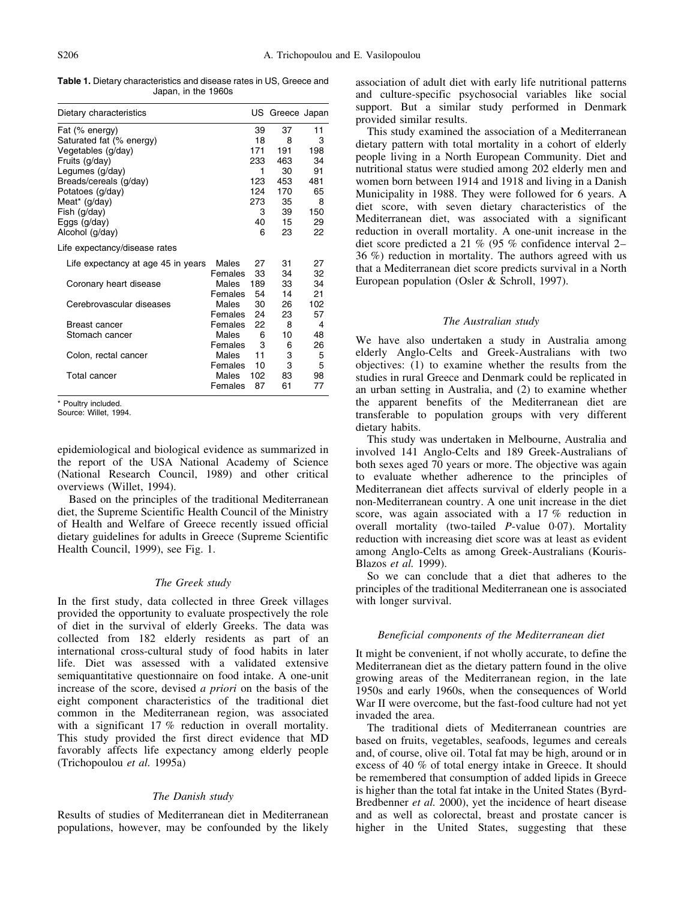**Table 1.** Dietary characteristics and disease rates in US, Greece and Japan, in the 1960s

| Dietary characteristics | | US | Greece | Japan |
|---|---|---|---|---|
| Fat (% energy) | | 39 | 37 | 11 |
| Saturated fat (% energy) | | 18 | 8 | 3 |
| Vegetables (g/day) | | 171 | 191 | 198 |
| Fruits (g/day) | | 233 | 463 | 34 |
| Legumes (g/day) | | 1 | 30 | 91 |
| Breads/cereals (g/day) | | 123 | 453 | 481 |
| Potatoes (g/day) | | 124 | 170 | 65 |
| Meat* (g/day) | | 273 | 35 | 8 |
| Fish (g/day) | | 3 | 39 | 150 |
| Eggs (g/day) | | 40 | 15 | 29 |
| Alcohol (g/day) | | 6 | 23 | 22 |
| Life expectancy/disease rates | | | | |
| Life expectancy at age 45 in years | Males | 27 | 31 | 27 |
| | Females | 33 | 34 | 32 |
| Coronary heart disease | Males | 189 | 33 | 34 |
| | Females | 54 | 14 | 21 |
| Cerebrovascular diseases | Males | 30 | 26 | 102 |
| | Females | 24 | 23 | 57 |
| Breast cancer | Females | 22 | 8 | 4 |
| Stomach cancer | Males | 6 | 10 | 48 |
| | Females | 3 | 6 | 26 |
| Colon, rectal cancer | Males | 11 | 3 | 5 |
| | Females | 10 | 3 | 5 |
| Total cancer | Males | 102 | 83 | 98 |
| | Females | 87 | 61 | 77 |

\* Poultry included.
Source: Willet, 1994.

epidemiological and biological evidence as summarized in the report of the USA National Academy of Science (National Research Council, 1989) and other critical overviews (Willet, 1994).

Based on the principles of the traditional Mediterranean diet, the Supreme Scientific Health Council of the Ministry of Health and Welfare of Greece recently issued official dietary guidelines for adults in Greece (Supreme Scientific Health Council, 1999), see Fig. 1.

### *The Greek study*

In the first study, data collected in three Greek villages provided the opportunity to evaluate prospectively the role of diet in the survival of elderly Greeks. The data was collected from 182 elderly residents as part of an international cross-cultural study of food habits in later life. Diet was assessed with a validated extensive semiquantitative questionnaire on food intake. A one-unit increase of the score, devised *a priori* on the basis of the eight component characteristics of the traditional diet common in the Mediterranean region, was associated with a significant 17 % reduction in overall mortality. This study provided the first direct evidence that MD favorably affects life expectancy among elderly people (Trichopoulou *et al.* 1995a)

### *The Danish study*

Results of studies of Mediterranean diet in Mediterranean populations, however, may be confounded by the likely association of adult diet with early life nutritional patterns and culture-specific psychosocial variables like social support. But a similar study performed in Denmark provided similar results.

This study examined the association of a Mediterranean dietary pattern with total mortality in a cohort of elderly people living in a North European Community. Diet and nutritional status were studied among 202 elderly men and women born between 1914 and 1918 and living in a Danish Municipality in 1988. They were followed for 6 years. A diet score, with seven dietary characteristics of the Mediterranean diet, was associated with a significant reduction in overall mortality. A one-unit increase in the diet score predicted a 21 % (95 % confidence interval 2–36 %) reduction in mortality. The authors agreed with us that a Mediterranean diet score predicts survival in a North European population (Osler & Schroll, 1997).

### *The Australian study*

We have also undertaken a study in Australia among elderly Anglo-Celts and Greek-Australians with two objectives: (1) to examine whether the results from the studies in rural Greece and Denmark could be replicated in an urban setting in Australia, and (2) to examine whether the apparent benefits of the Mediterranean diet are transferable to population groups with very different dietary habits.

This study was undertaken in Melbourne, Australia and involved 141 Anglo-Celts and 189 Greek-Australians of both sexes aged 70 years or more. The objective was again to evaluate whether adherence to the principles of Mediterranean diet affects survival of elderly people in a non-Mediterranean country. A one unit increase in the diet score, was again associated with a 17 % reduction in overall mortality (two-tailed *P*-value 0·07). Mortality reduction with increasing diet score was at least as evident among Anglo-Celts as among Greek-Australians (Kouris-Blazos *et al.* 1999).

So we can conclude that a diet that adheres to the principles of the traditional Mediterranean one is associated with longer survival.

### *Beneficial components of the Mediterranean diet*

It might be convenient, if not wholly accurate, to define the Mediterranean diet as the dietary pattern found in the olive growing areas of the Mediterranean region, in the late 1950s and early 1960s, when the consequences of World War II were overcome, but the fast-food culture had not yet invaded the area.

The traditional diets of Mediterranean countries are based on fruits, vegetables, seafoods, legumes and cereals and, of course, olive oil. Total fat may be high, around or in excess of 40 % of total energy intake in Greece. It should be remembered that consumption of added lipids in Greece is higher than the total fat intake in the United States (Byrd-Bredbenner *et al.* 2000), yet the incidence of heart disease and as well as colorectal, breast and prostate cancer is higher in the United States, suggesting that these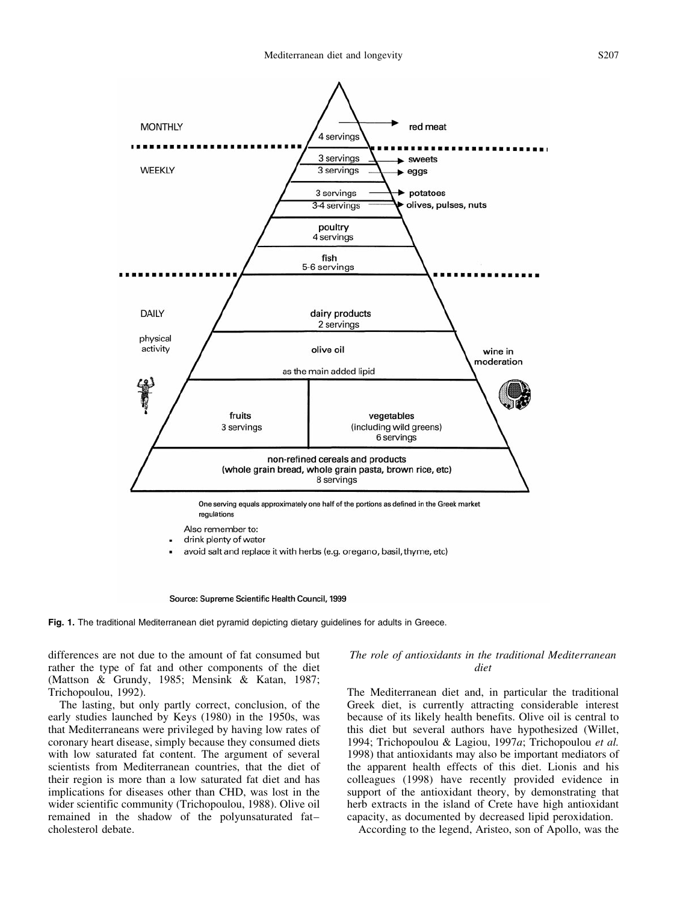MONTHLY

4 servings → red meat

WEEKLY

3 servings → sweets

3 servings → eggs

3 servings → potatoes

3-4 servings → olives, pulses, nuts

poultry 4 servings

fish 5-6 servings

DAILY

physical activity

dairy products 2 servings

olive oil as the main added lipid

wine in moderation

fruits 3 servings

vegetables (including wild greens) 6 servings

non-refined cereals and products (whole grain bread, whole grain pasta, brown rice, etc) 8 servings

One serving equals approximately one half of the portions as defined in the Greek market regulations

Also remember to:

- drink plenty of water
- avoid salt and replace it with herbs (e.g. oregano, basil, thyme, etc)

Source: Supreme Scientific Health Council, 1999

**Fig. 1.** The traditional Mediterranean diet pyramid depicting dietary guidelines for adults in Greece.

differences are not due to the amount of fat consumed but rather the type of fat and other components of the diet (Mattson & Grundy, 1985; Mensink & Katan, 1987; Trichopoulou, 1992).

The lasting, but only partly correct, conclusion, of the early studies launched by Keys (1980) in the 1950s, was that Mediterraneans were privileged by having low rates of coronary heart disease, simply because they consumed diets with low saturated fat content. The argument of several scientists from Mediterranean countries, that the diet of their region is more than a low saturated fat diet and has implications for diseases other than CHD, was lost in the wider scientific community (Trichopoulou, 1988). Olive oil remained in the shadow of the polyunsaturated fat–cholesterol debate.

### *The role of antioxidants in the traditional Mediterranean diet*

The Mediterranean diet and, in particular the traditional Greek diet, is currently attracting considerable interest because of its likely health benefits. Olive oil is central to this diet but several authors have hypothesized (Willet, 1994; Trichopoulou & Lagiou, 1997*a*; Trichopoulou *et al.* 1998) that antioxidants may also be important mediators of the apparent health effects of this diet. Lionis and his colleagues (1998) have recently provided evidence in support of the antioxidant theory, by demonstrating that herb extracts in the island of Crete have high antioxidant capacity, as documented by decreased lipid peroxidation.

According to the legend, Aristeo, son of Apollo, was the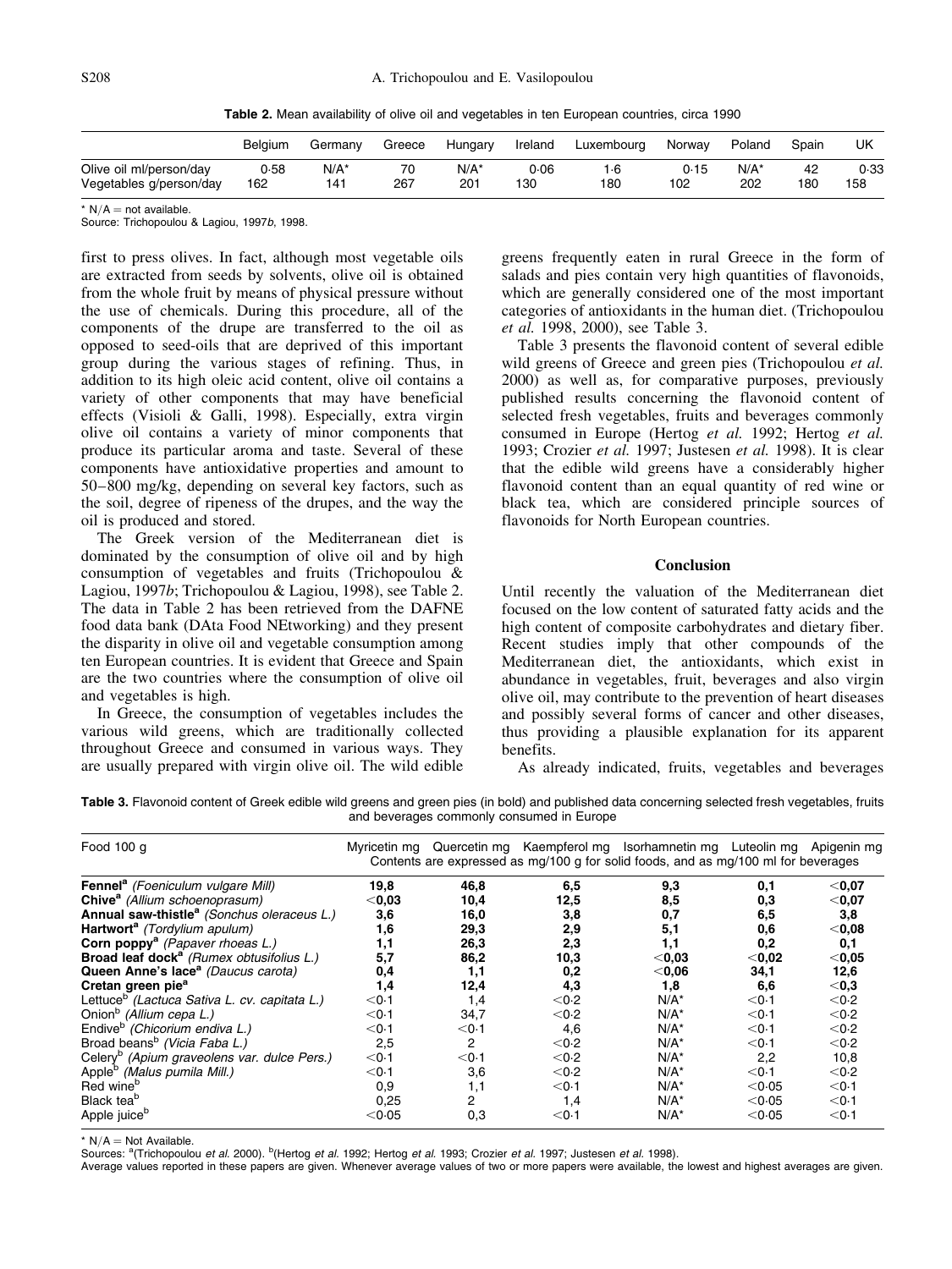**Table 2.** Mean availability of olive oil and vegetables in ten European countries, circa 1990

| | Belgium | Germany | Greece | Hungary | Ireland | Luxembourg | Norway | Poland | Spain | UK |
|---|---|---|---|---|---|---|---|---|---|---|
| Olive oil ml/person/day | 0·58 | N/A* | 70 | N/A* | 0·06 | 1·6 | 0·15 | N/A* | 42 | 0·33 |
| Vegetables g/person/day | 162 | 141 | 267 | 201 | 130 | 180 | 102 | 202 | 180 | 158 |

* N/A = not available.
Source: Trichopoulou & Lagiou, 1997*b*, 1998.

first to press olives. In fact, although most vegetable oils are extracted from seeds by solvents, olive oil is obtained from the whole fruit by means of physical pressure without the use of chemicals. During this procedure, all of the components of the drupe are transferred to the oil as opposed to seed-oils that are deprived of this important group during the various stages of refining. Thus, in addition to its high oleic acid content, olive oil contains a variety of other components that may have beneficial effects (Visioli & Galli, 1998). Especially, extra virgin olive oil contains a variety of minor components that produce its particular aroma and taste. Several of these components have antioxidative properties and amount to 50–800 mg/kg, depending on several key factors, such as the soil, degree of ripeness of the drupes, and the way the oil is produced and stored.

The Greek version of the Mediterranean diet is dominated by the consumption of olive oil and by high consumption of vegetables and fruits (Trichopoulou & Lagiou, 1997*b*; Trichopoulou & Lagiou, 1998), see Table 2. The data in Table 2 has been retrieved from the DAFNE food data bank (DAta Food NEtworking) and they present the disparity in olive oil and vegetable consumption among ten European countries. It is evident that Greece and Spain are the two countries where the consumption of olive oil and vegetables is high.

In Greece, the consumption of vegetables includes the various wild greens, which are traditionally collected throughout Greece and consumed in various ways. They are usually prepared with virgin olive oil. The wild edible greens frequently eaten in rural Greece in the form of salads and pies contain very high quantities of flavonoids, which are generally considered one of the most important categories of antioxidants in the human diet. (Trichopoulou *et al.* 1998, 2000), see Table 3.

Table 3 presents the flavonoid content of several edible wild greens of Greece and green pies (Trichopoulou *et al.* 2000) as well as, for comparative purposes, previously published results concerning the flavonoid content of selected fresh vegetables, fruits and beverages commonly consumed in Europe (Hertog *et al.* 1992; Hertog *et al.* 1993; Crozier *et al.* 1997; Justesen *et al.* 1998). It is clear that the edible wild greens have a considerably higher flavonoid content than an equal quantity of red wine or black tea, which are considered principle sources of flavonoids for North European countries.

## Conclusion

Until recently the valuation of the Mediterranean diet focused on the low content of saturated fatty acids and the high content of composite carbohydrates and dietary fiber. Recent studies imply that other compounds of the Mediterranean diet, the antioxidants, which exist in abundance in vegetables, fruit, beverages and also virgin olive oil, may contribute to the prevention of heart diseases and possibly several forms of cancer and other diseases, thus providing a plausible explanation for its apparent benefits.

As already indicated, fruits, vegetables and beverages

**Table 3.** Flavonoid content of Greek edible wild greens and green pies (in bold) and published data concerning selected fresh vegetables, fruits and beverages commonly consumed in Europe

| Food 100 g | Myricetin mg | Quercetin mg | Kaempferol mg | Isorhamnetin mg | Luteolin mg | Apigenin mg |
|---|---|---|---|---|---|---|
| | Contents are expressed as mg/100 g for solid foods, and as mg/100 ml for beverages | | | | | |
| **Fennel**[a] *(Foeniculum vulgare Mill)* | **19,8** | **46,8** | **6,5** | **9,3** | **0,1** | **<0,07** |
| **Chive**[a] *(Allium schoenoprasum)* | **<0,03** | **10,4** | **12,5** | **8,5** | **0,3** | **<0,07** |
| **Annual saw-thistle**[a] *(Sonchus oleraceus L.)* | **3,6** | **16,0** | **3,8** | **0,7** | **6,5** | **3,8** |
| **Hartwort**[a] *(Tordylium apulum)* | **1,6** | **29,3** | **2,9** | **5,1** | **0,6** | **<0,08** |
| **Corn poppy**[a] *(Papaver rhoeas L.)* | **1,1** | **26,3** | **2,3** | **1,1** | **0,2** | **0,1** |
| **Broad leaf dock**[a] *(Rumex obtusifolius L.)* | **5,7** | **86,2** | **10,3** | **<0,03** | **<0,02** | **<0,05** |
| **Queen Anne's lace**[a] *(Daucus carota)* | **0,4** | **1,1** | **0,2** | **<0,06** | **34,1** | **12,6** |
| **Cretan green pie**[a] | **1,4** | **12,4** | **4,3** | **1,8** | **6,6** | **<0,3** |
| Lettuce[b] *(Lactuca Sativa L. cv. capitata L.)* | <0·1 | 1,4 | <0·2 | N/A* | <0·1 | <0·2 |
| Onion[b] *(Allium cepa L.)* | <0·1 | 34,7 | <0·2 | N/A* | <0·1 | <0·2 |
| Endive[b] *(Chicorium endiva L.)* | <0·1 | <0·1 | 4,6 | N/A* | <0·1 | <0·2 |
| Broad beans[b] *(Vicia Faba L.)* | 2,5 | 2 | <0·2 | N/A* | <0·1 | <0·2 |
| Celery[b] *(Apium graveolens var. dulce Pers.)* | <0·1 | <0·1 | <0·2 | N/A* | 2,2 | 10,8 |
| Apple[b] *(Malus pumila Mill.)* | <0·1 | 3,6 | <0·2 | N/A* | <0·1 | <0·2 |
| Red wine[b] | 0,9 | 1,1 | <0·1 | N/A* | <0·05 | <0·1 |
| Black tea[b] | 0,25 | 2 | 1,4 | N/A* | <0·05 | <0·1 |
| Apple juice[b] | <0·05 | 0,3 | <0·1 | N/A* | <0·05 | <0·1 |

* N/A = Not Available.
Sources: [a](Trichopoulou *et al.* 2000). [b](Hertog *et al.* 1992; Hertog *et al.* 1993; Crozier *et al.* 1997; Justesen *et al.* 1998).
Average values reported in these papers are given. Whenever average values of two or more papers were available, the lowest and highest averages are given.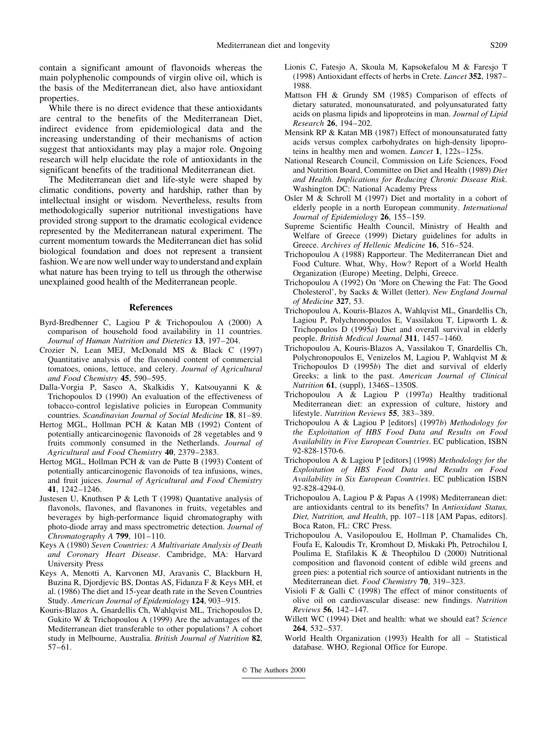contain a significant amount of flavonoids whereas the main polyphenolic compounds of virgin olive oil, which is the basis of the Mediterranean diet, also have antioxidant properties.

While there is no direct evidence that these antioxidants are central to the benefits of the Mediterranean Diet, indirect evidence from epidemiological data and the increasing understanding of their mechanisms of action suggest that antioxidants may play a major role. Ongoing research will help elucidate the role of antioxidants in the significant benefits of the traditional Mediterranean diet.

The Mediterranean diet and life-style were shaped by climatic conditions, poverty and hardship, rather than by intellectual insight or wisdom. Nevertheless, results from methodologically superior nutritional investigations have provided strong support to the dramatic ecological evidence represented by the Mediterranean natural experiment. The current momentum towards the Mediterranean diet has solid biological foundation and does not represent a transient fashion. We are now well under way to understand and explain what nature has been trying to tell us through the otherwise unexplained good health of the Mediterranean people.

## References

Byrd-Bredbenner C, Lagiou P & Trichopoulou A (2000) A comparison of household food availability in 11 countries. *Journal of Human Nutrition and Dietetics* **13**, 197–204.

Crozier N, Lean MEJ, McDonald MS & Black C (1997) Quantitative analysis of the flavonoid content of commercial tomatoes, onions, lettuce, and celery. *Journal of Agricultural and Food Chemistry* **45**, 590–595.

Dalla-Vorgia P, Sasco A, Skalkidis Y, Katsouyanni K & Trichopoulos D (1990) An evaluation of the effectiveness of tobacco-control legislative policies in European Community countries. *Scandinavian Journal of Social Medicine* **18**, 81–89.

Hertog MGL, Hollman PCH & Katan MB (1992) Content of potentially anticarcinogenic flavonoids of 28 vegetables and 9 fruits commonly consumed in the Netherlands. *Journal of Agricultural and Food Chemistry* **40**, 2379–2383.

Hertog MGL, Hollman PCH & van de Putte B (1993) Content of potentially anticarcinogenic flavonoids of tea infusions, wines, and fruit juices. *Journal of Agricultural and Food Chemistry* **41**, 1242–1246.

Justesen U, Knuthsen P & Leth T (1998) Quantative analysis of flavonols, flavones, and flavanones in fruits, vegetables and beverages by high-performance liquid chromatography with photo-diode array and mass spectrometric detection. *Journal of Chromatography A* **799**, 101–110.

Keys A (1980) *Seven Countries: A Multivariate Analysis of Death and Coronary Heart Disease*. Cambridge, MA: Harvard University Press

Keys A, Menotti A, Karvonen MJ, Aravanis C, Blackburn H, Buzina R, Djordjevic BS, Dontas AS, Fidanza F & Keys MH, et al. (1986) The diet and 15-year death rate in the Seven Countries Study. *American Journal of Epidemiology* **124**, 903–915.

Kouris-Blazos A, Gnardellis Ch, Wahlqvist ML, Trichopoulos D, Gukito W & Trichopoulou A (1999) Are the advantages of the Mediterranean diet transferable to other populations? A cohort study in Melbourne, Australia. *British Journal of Nutrition* **82**, 57–61.

Lionis C, Fatesjo A, Skoula M, Kapsokefalou M & Faresjo T (1998) Antioxidant effects of herbs in Crete. *Lancet* **352**, 1987–1988.

Mattson FH & Grundy SM (1985) Comparison of effects of dietary saturated, monounsaturated, and polyunsaturated fatty acids on plasma lipids and lipoproteins in man. *Journal of Lipid Research* **26**, 194–202.

Mensink RP & Katan MB (1987) Effect of monounsaturated fatty acids versus complex carbohydrates on high-density lipoproteins in healthy men and women. *Lancet* **1**, 122s–125s.

National Research Council, Commission on Life Sciences, Food and Nutrition Board, Committee on Diet and Health (1989) *Diet and Health. Implications for Reducing Chronic Disease Risk*. Washington DC: National Academy Press

Osler M & Schroll M (1997) Diet and mortality in a cohort of elderly people in a north European community. *International Journal of Epidemiology* **26**, 155–159.

Supreme Scientific Health Council, Ministry of Health and Welfare of Greece (1999) Dietary guidelines for adults in Greece. *Archives of Hellenic Medicine* **16**, 516–524.

Trichopoulou A (1988) Rapporteur. The Mediterranean Diet and Food Culture. What, Why, How? Report of a World Health Organization (Europe) Meeting, Delphi, Greece.

Trichopoulou A (1992) On 'More on Chewing the Fat: The Good Cholesterol', by Sacks & Willet (letter). *New England Journal of Medicine* **327**, 53.

Trichopoulou A, Kouris-Blazos A, Wahlqvist ML, Gnardellis Ch, Lagiou P, Polychronopoulos E, Vassilakou T, Lipworth L & Trichopoulos D (1995*a*) Diet and overall survival in elderly people. *British Medical Journal* **311**, 1457–1460.

Trichopoulou A, Kouris-Blazos A, Vassilakou T, Gnardellis Ch, Polychronopoulos E, Venizelos M, Lagiou P, Wahlqvist M & Trichopoulos D (1995*b*) The diet and survival of elderly Greeks; a link to the past. *American Journal of Clinical Nutrition* **61**, (suppl), 1346S–1350S.

Trichopoulou A & Lagiou P (1997*a*) Healthy traditional Mediterranean diet: an expression of culture, history and lifestyle. *Nutrition Reviews* **55**, 383–389.

Trichopoulou A & Lagiou P [editors] (1997*b*) *Methodology for the Exploitation of HBS Food Data and Results on Food Availability in Five European Countries*. EC publication, ISBN 92-828-1570-6.

Trichopoulou A & Lagiou P [editors] (1998) *Methodology for the Exploitation of HBS Food Data and Results on Food Availability in Six European Countries*. EC publication ISBN 92-828-4294-0.

Trichopoulou A, Lagiou P & Papas A (1998) Mediterranean diet: are antioxidants central to its benefits? In *Antioxidant Status, Diet, Nutrition, and Health*, pp. 107–118 [AM Papas, editors]. Boca Raton, FL: CRC Press.

Trichopoulou A, Vasilopoulou E, Hollman P, Chamalides Ch, Foufa E, Kaloudis Tr, Kromhout D, Miskaki Ph, Petrochilou I, Poulima E, Stafilakis K & Theophilou D (2000) Nutritional composition and flavonoid content of edible wild greens and green pies: a potential rich source of antioxidant nutrients in the Mediterranean diet. *Food Chemistry* **70**, 319–323.

Visioli F & Galli C (1998) The effect of minor constituents of olive oil on cardiovascular disease: new findings. *Nutrition Reviews* **56**, 142–147.

Willett WC (1994) Diet and health: what we should eat? *Science* **264**, 532–537.

World Health Organization (1993) Health for all – Statistical database. WHO, Regional Office for Europe.

© The Authors 2000